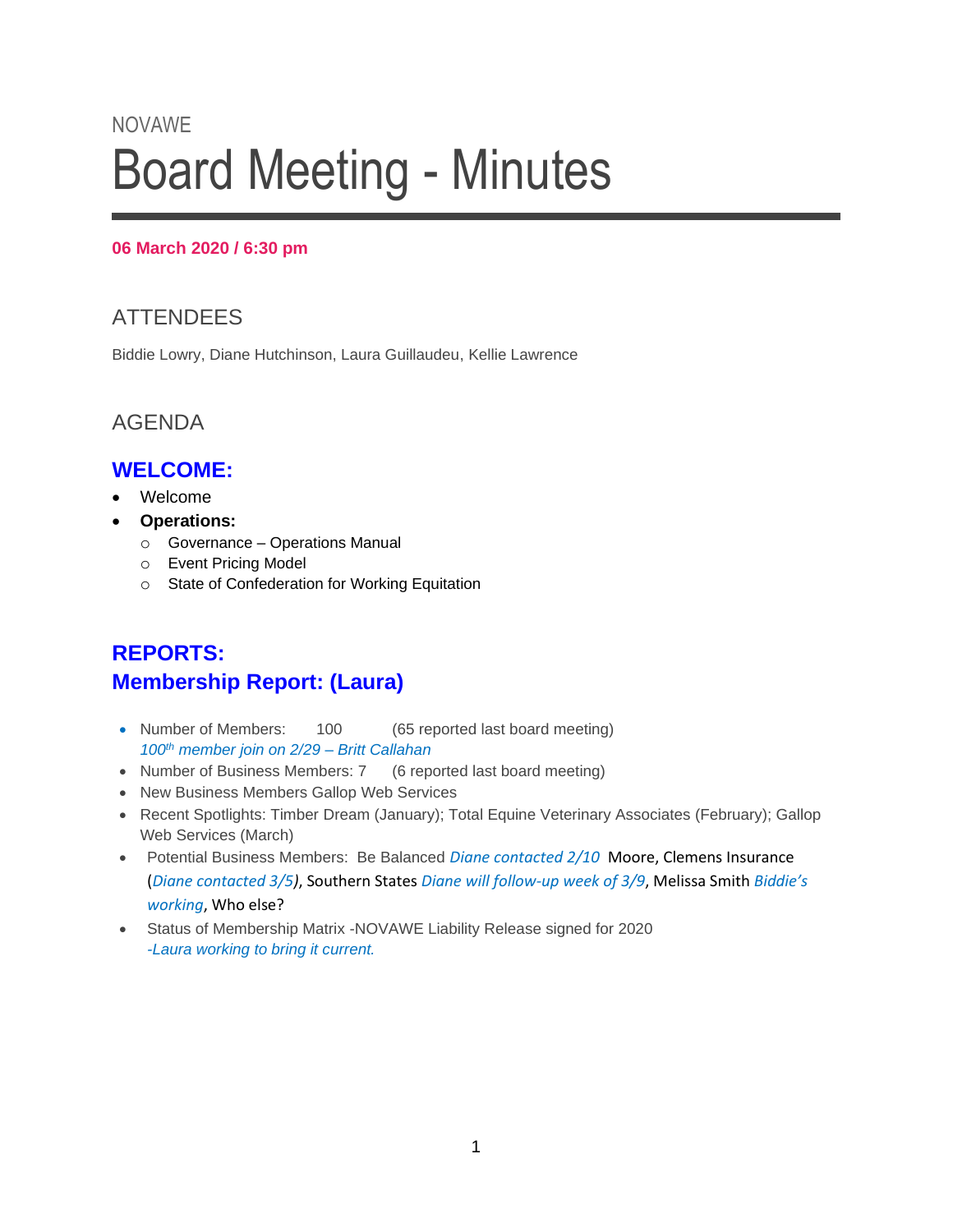NOVAWE

# Board Meeting - Minutes

**06 March 2020 / 6:30 pm**

## ATTENDEES

Biddie Lowry, Diane Hutchinson, Laura Guillaudeu, Kellie Lawrence

## AGENDA

### WELCOME:

- Welcome
- **Operations:**
  - Governance – Operations Manual
  - Event Pricing Model
  - State of Confederation for Working Equitation

### REPORTS:

### Membership Report: (Laura)

- Number of Members: 100 (65 reported last board meeting)
  *100th member join on 2/29 – Britt Callahan*
- Number of Business Members: 7 (6 reported last board meeting)
- New Business Members Gallop Web Services
- Recent Spotlights: Timber Dream (January); Total Equine Veterinary Associates (February); Gallop Web Services (March)
- Potential Business Members: Be Balanced *Diane contacted 2/10* Moore, Clemens Insurance (*Diane contacted 3/5*), Southern States *Diane will follow-up week of 3/9*, Melissa Smith *Biddie's working*, Who else?
- Status of Membership Matrix -NOVAWE Liability Release signed for 2020
  *-Laura working to bring it current.*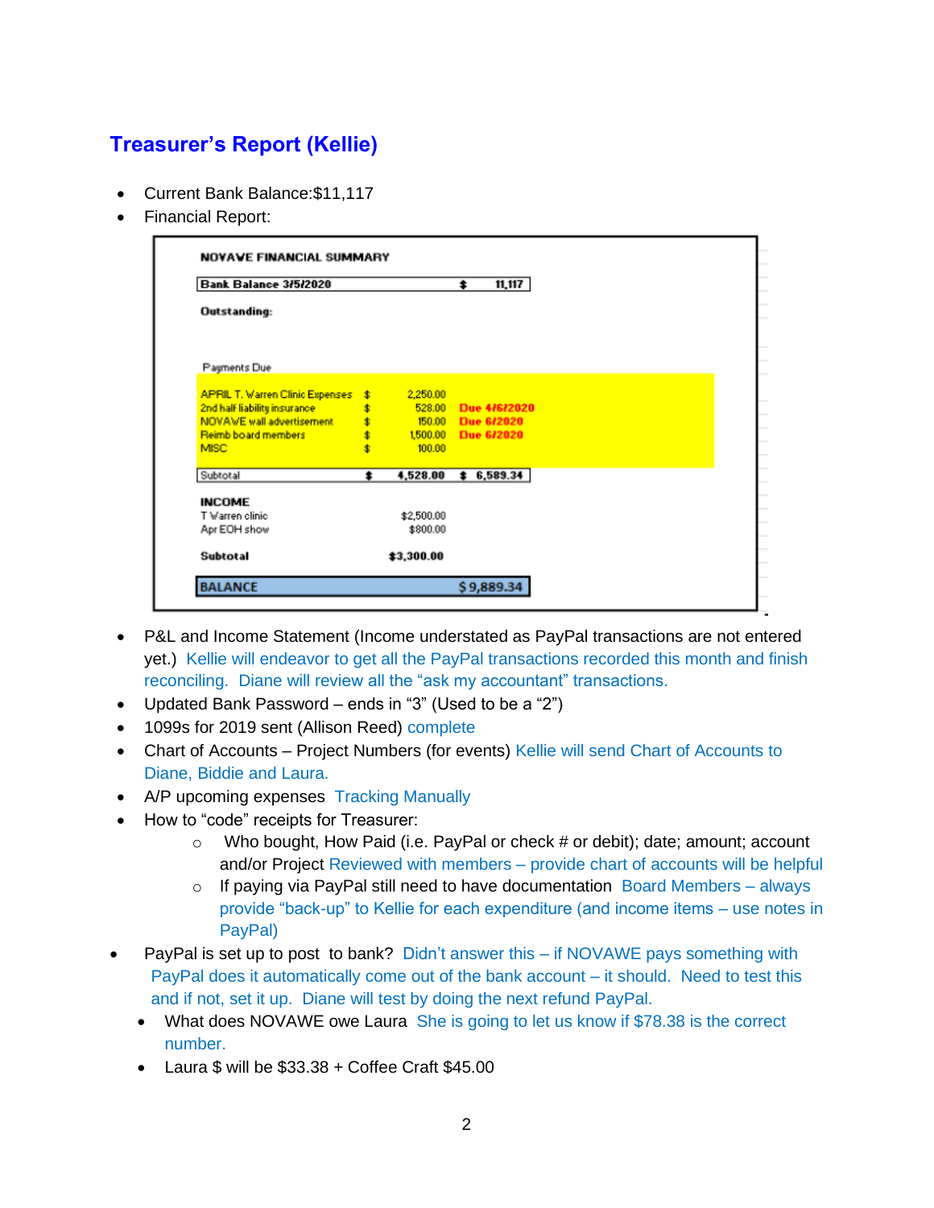## Treasurer's Report (Kellie)

- Current Bank Balance:$11,117
- Financial Report:

| NOVAVE FINANCIAL SUMMARY | | | | |
|---|---|---|---|---|
| Bank Balance 3/5/2020 | | | $ | 11,117 |
| Outstanding: | | | | |
| Payments Due | | | | |
| APRIL T. Warren Clinic Expenses | $ | 2,250.00 | Due 4/6/2020 | |
| 2nd half liability insurance | $ | 528.00 | Due 6/2020 | |
| NOVAWE wall advertisement | $ | 150.00 | Due 6/2020 | |
| Reimb board members | $ | 1,500.00 | | |
| MISC | $ | 100.00 | | |
| Subtotal | $ | 4,528.00 | $ | 6,589.34 |
| INCOME | | | | |
| T Warren clinic | | $2,500.00 | | |
| Apr EOH show | | $800.00 | | |
| Subtotal | | $3,300.00 | | |
| BALANCE | | | | $ 9,889.34 |

- P&L and Income Statement (Income understated as PayPal transactions are not entered yet.) Kellie will endeavor to get all the PayPal transactions recorded this month and finish reconciling. Diane will review all the "ask my accountant" transactions.
- Updated Bank Password – ends in "3" (Used to be a "2")
- 1099s for 2019 sent (Allison Reed) complete
- Chart of Accounts – Project Numbers (for events) Kellie will send Chart of Accounts to Diane, Biddie and Laura.
- A/P upcoming expenses Tracking Manually
- How to "code" receipts for Treasurer:
  - Who bought, How Paid (i.e. PayPal or check # or debit); date; amount; account and/or Project Reviewed with members – provide chart of accounts will be helpful
  - If paying via PayPal still need to have documentation Board Members – always provide "back-up" to Kellie for each expenditure (and income items – use notes in PayPal)
- PayPal is set up to post to bank? Didn't answer this – if NOVAWE pays something with PayPal does it automatically come out of the bank account – it should. Need to test this and if not, set it up. Diane will test by doing the next refund PayPal.
  - What does NOVAWE owe Laura She is going to let us know if $78.38 is the correct number.
  - Laura $ will be $33.38 + Coffee Craft $45.00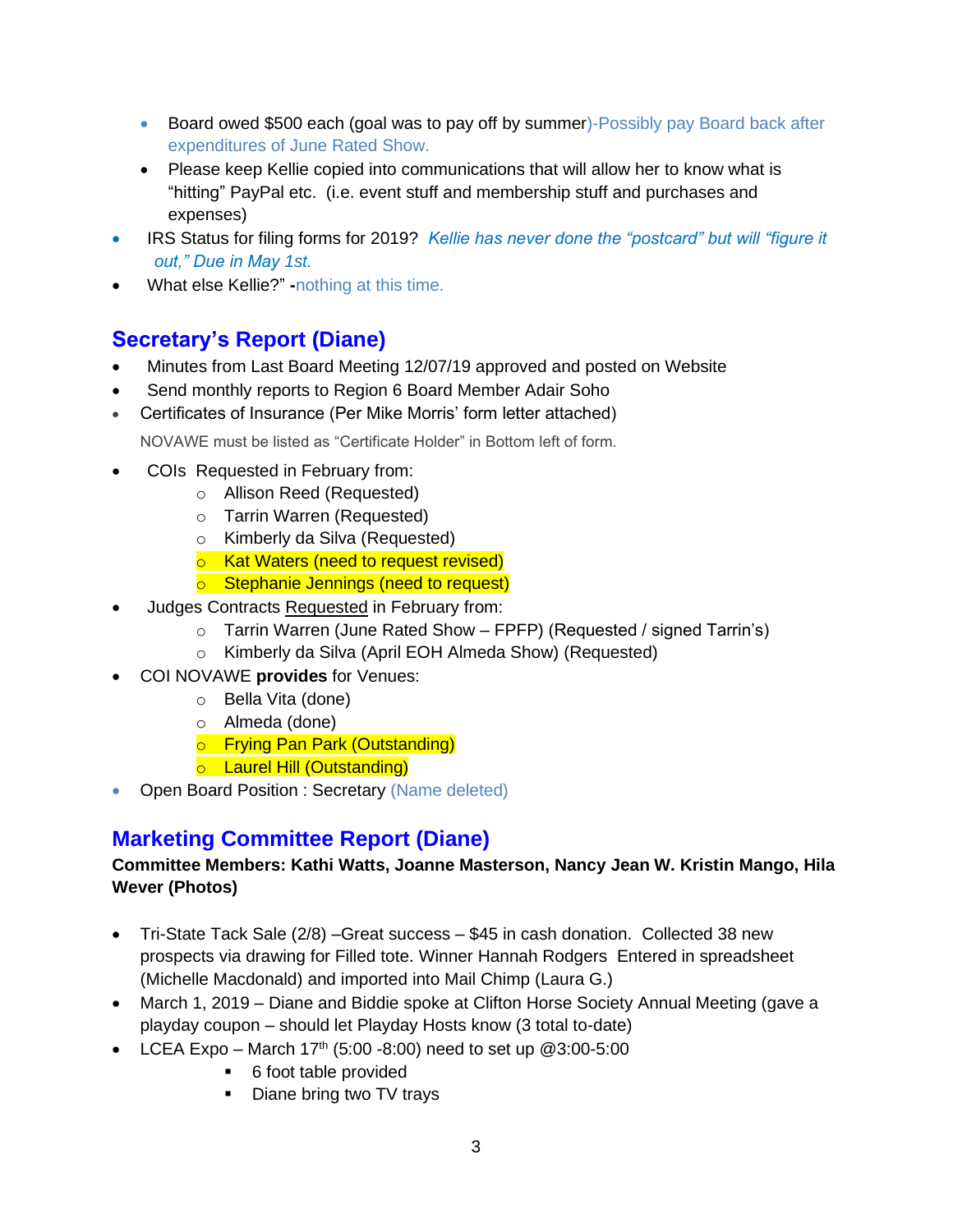- Board owed $500 each (goal was to pay off by summer)-Possibly pay Board back after expenditures of June Rated Show.
- Please keep Kellie copied into communications that will allow her to know what is "hitting" PayPal etc. (i.e. event stuff and membership stuff and purchases and expenses)

- IRS Status for filing forms for 2019? *Kellie has never done the "postcard" but will "figure it out," Due in May 1st.*
- What else Kellie?" -nothing at this time.

## Secretary's Report (Diane)

- Minutes from Last Board Meeting 12/07/19 approved and posted on Website
- Send monthly reports to Region 6 Board Member Adair Soho
- Certificates of Insurance (Per Mike Morris' form letter attached)

  NOVAWE must be listed as "Certificate Holder" in Bottom left of form.

- COIs Requested in February from:
  - Allison Reed (Requested)
  - Tarrin Warren (Requested)
  - Kimberly da Silva (Requested)
  - Kat Waters (need to request revised)
  - Stephanie Jennings (need to request)
- Judges Contracts Requested in February from:
  - Tarrin Warren (June Rated Show – FPFP) (Requested / signed Tarrin's)
  - Kimberly da Silva (April EOH Almeda Show) (Requested)
- COI NOVAWE **provides** for Venues:
  - Bella Vita (done)
  - Almeda (done)
  - Frying Pan Park (Outstanding)
  - Laurel Hill (Outstanding)
- Open Board Position : Secretary (Name deleted)

## Marketing Committee Report (Diane)

**Committee Members: Kathi Watts, Joanne Masterson, Nancy Jean W. Kristin Mango, Hila Wever (Photos)**

- Tri-State Tack Sale (2/8) –Great success – $45 in cash donation. Collected 38 new prospects via drawing for Filled tote. Winner Hannah Rodgers Entered in spreadsheet (Michelle Macdonald) and imported into Mail Chimp (Laura G.)
- March 1, 2019 – Diane and Biddie spoke at Clifton Horse Society Annual Meeting (gave a playday coupon – should let Playday Hosts know (3 total to-date)
- LCEA Expo – March 17th (5:00 -8:00) need to set up @3:00-5:00
  - 6 foot table provided
  - Diane bring two TV trays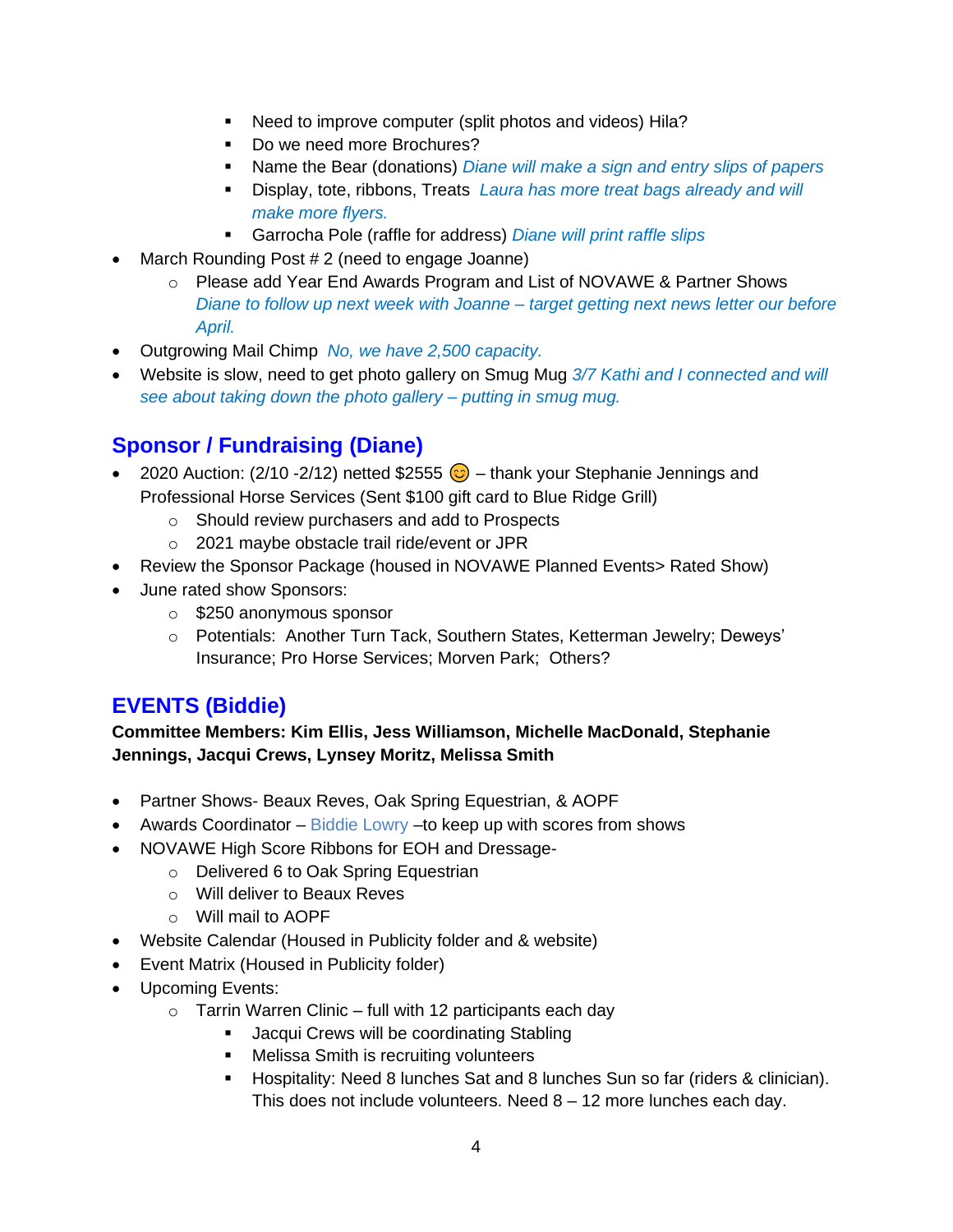- Need to improve computer (split photos and videos) Hila?
        - Do we need more Brochures?
        - Name the Bear (donations) *Diane will make a sign and entry slips of papers*
        - Display, tote, ribbons, Treats *Laura has more treat bags already and will make more flyers.*
        - Garrocha Pole (raffle for address) *Diane will print raffle slips*

- March Rounding Post # 2 (need to engage Joanne)
    - Please add Year End Awards Program and List of NOVAWE & Partner Shows *Diane to follow up next week with Joanne – target getting next news letter our before April.*
- Outgrowing Mail Chimp *No, we have 2,500 capacity.*
- Website is slow, need to get photo gallery on Smug Mug *3/7 Kathi and I connected and will see about taking down the photo gallery – putting in smug mug.*

## Sponsor / Fundraising (Diane)

- 2020 Auction: (2/10 -2/12) netted $2555 😊 – thank your Stephanie Jennings and Professional Horse Services (Sent $100 gift card to Blue Ridge Grill)
    - Should review purchasers and add to Prospects
    - 2021 maybe obstacle trail ride/event or JPR
- Review the Sponsor Package (housed in NOVAWE Planned Events> Rated Show)
- June rated show Sponsors:
    - $250 anonymous sponsor
    - Potentials: Another Turn Tack, Southern States, Ketterman Jewelry; Deweys' Insurance; Pro Horse Services; Morven Park; Others?

## EVENTS (Biddie)

**Committee Members: Kim Ellis, Jess Williamson, Michelle MacDonald, Stephanie Jennings, Jacqui Crews, Lynsey Moritz, Melissa Smith**

- Partner Shows- Beaux Reves, Oak Spring Equestrian, & AOPF
- Awards Coordinator – Biddie Lowry –to keep up with scores from shows
- NOVAWE High Score Ribbons for EOH and Dressage-
    - Delivered 6 to Oak Spring Equestrian
    - Will deliver to Beaux Reves
    - Will mail to AOPF
- Website Calendar (Housed in Publicity folder and & website)
- Event Matrix (Housed in Publicity folder)
- Upcoming Events:
    - Tarrin Warren Clinic – full with 12 participants each day
        - Jacqui Crews will be coordinating Stabling
        - Melissa Smith is recruiting volunteers
        - Hospitality: Need 8 lunches Sat and 8 lunches Sun so far (riders & clinician). This does not include volunteers. Need 8 – 12 more lunches each day.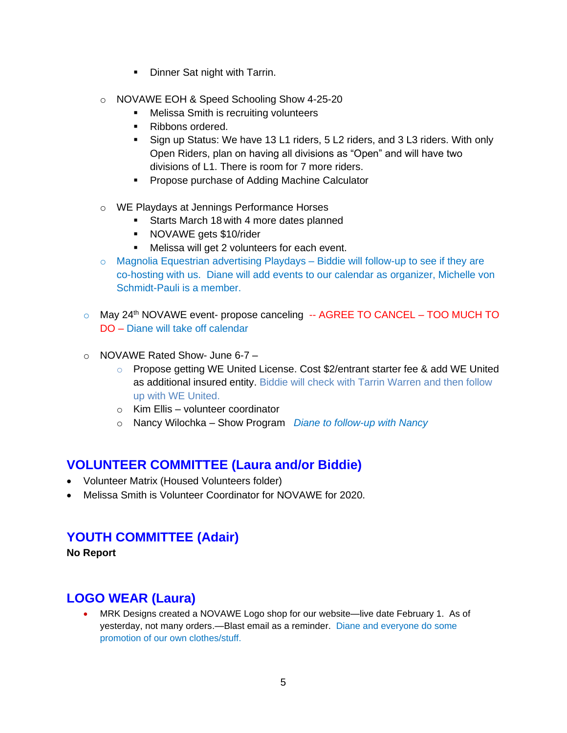- Dinner Sat night with Tarrin.

    - NOVAWE EOH & Speed Schooling Show 4-25-20
        - Melissa Smith is recruiting volunteers
        - Ribbons ordered.
        - Sign up Status: We have 13 L1 riders, 5 L2 riders, and 3 L3 riders. With only Open Riders, plan on having all divisions as "Open" and will have two divisions of L1. There is room for 7 more riders.
        - Propose purchase of Adding Machine Calculator

    - WE Playdays at Jennings Performance Horses
        - Starts March 18 with 4 more dates planned
        - NOVAWE gets $10/rider
        - Melissa will get 2 volunteers for each event.
    - Magnolia Equestrian advertising Playdays – Biddie will follow-up to see if they are co-hosting with us. Diane will add events to our calendar as organizer, Michelle von Schmidt-Pauli is a member.

  - May 24th NOVAWE event- propose canceling -- AGREE TO CANCEL – TOO MUCH TO DO – Diane will take off calendar

  - NOVAWE Rated Show- June 6-7 –
    - Propose getting WE United License. Cost $2/entrant starter fee & add WE United as additional insured entity. Biddie will check with Tarrin Warren and then follow up with WE United.
    - Kim Ellis – volunteer coordinator
    - Nancy Wilochka – Show Program *Diane to follow-up with Nancy*

## VOLUNTEER COMMITTEE (Laura and/or Biddie)

- Volunteer Matrix (Housed Volunteers folder)
- Melissa Smith is Volunteer Coordinator for NOVAWE for 2020.

## YOUTH COMMITTEE (Adair)

**No Report**

## LOGO WEAR (Laura)

- MRK Designs created a NOVAWE Logo shop for our website—live date February 1. As of yesterday, not many orders.—Blast email as a reminder. Diane and everyone do some promotion of our own clothes/stuff.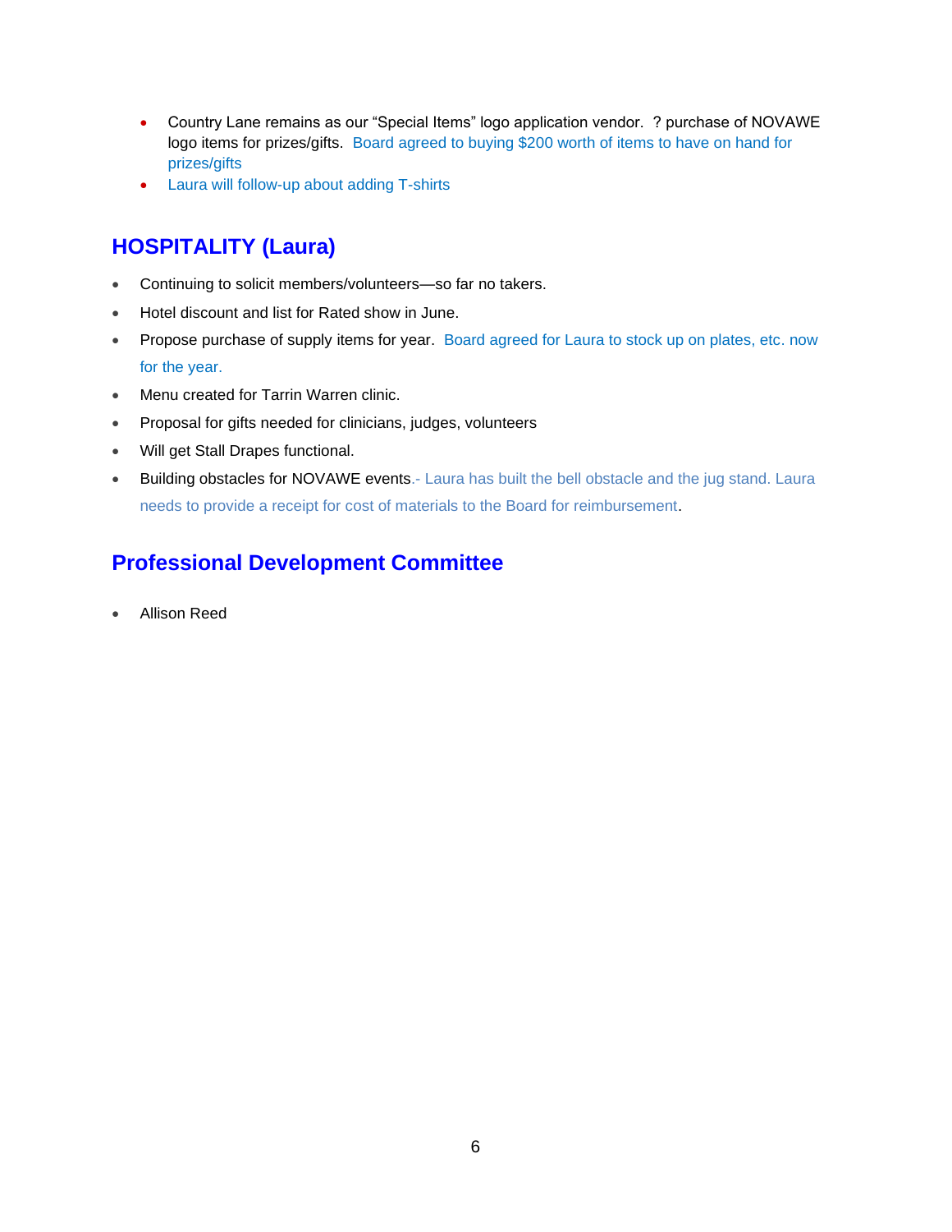- Country Lane remains as our “Special Items” logo application vendor.  ? purchase of NOVAWE logo items for prizes/gifts.  Board agreed to buying $200 worth of items to have on hand for prizes/gifts
- Laura will follow-up about adding T-shirts

## HOSPITALITY (Laura)

- Continuing to solicit members/volunteers—so far no takers.
- Hotel discount and list for Rated show in June.
- Propose purchase of supply items for year.  Board agreed for Laura to stock up on plates, etc. now for the year.
- Menu created for Tarrin Warren clinic.
- Proposal for gifts needed for clinicians, judges, volunteers
- Will get Stall Drapes functional.
- Building obstacles for NOVAWE events.- Laura has built the bell obstacle and the jug stand. Laura needs to provide a receipt for cost of materials to the Board for reimbursement.

## Professional Development Committee

- Allison Reed